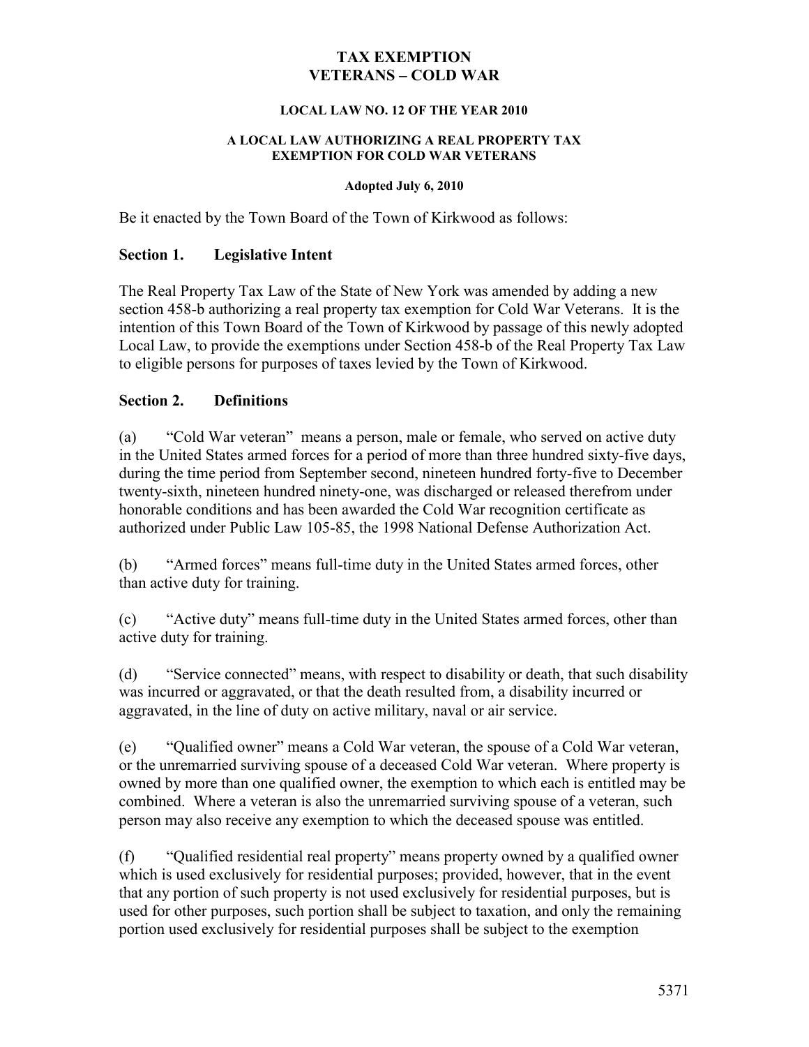# TAX EXEMPTION
# VETERANS – COLD WAR

### LOCAL LAW NO. 12 OF THE YEAR 2010

### A LOCAL LAW AUTHORIZING A REAL PROPERTY TAX EXEMPTION FOR COLD WAR VETERANS

**Adopted July 6, 2010**

Be it enacted by the Town Board of the Town of Kirkwood as follows:

## Section 1. Legislative Intent

The Real Property Tax Law of the State of New York was amended by adding a new section 458-b authorizing a real property tax exemption for Cold War Veterans. It is the intention of this Town Board of the Town of Kirkwood by passage of this newly adopted Local Law, to provide the exemptions under Section 458-b of the Real Property Tax Law to eligible persons for purposes of taxes levied by the Town of Kirkwood.

## Section 2. Definitions

(a) "Cold War veteran" means a person, male or female, who served on active duty in the United States armed forces for a period of more than three hundred sixty-five days, during the time period from September second, nineteen hundred forty-five to December twenty-sixth, nineteen hundred ninety-one, was discharged or released therefrom under honorable conditions and has been awarded the Cold War recognition certificate as authorized under Public Law 105-85, the 1998 National Defense Authorization Act.

(b) "Armed forces" means full-time duty in the United States armed forces, other than active duty for training.

(c) "Active duty" means full-time duty in the United States armed forces, other than active duty for training.

(d) "Service connected" means, with respect to disability or death, that such disability was incurred or aggravated, or that the death resulted from, a disability incurred or aggravated, in the line of duty on active military, naval or air service.

(e) "Qualified owner" means a Cold War veteran, the spouse of a Cold War veteran, or the unremarried surviving spouse of a deceased Cold War veteran. Where property is owned by more than one qualified owner, the exemption to which each is entitled may be combined. Where a veteran is also the unremarried surviving spouse of a veteran, such person may also receive any exemption to which the deceased spouse was entitled.

(f) "Qualified residential real property" means property owned by a qualified owner which is used exclusively for residential purposes; provided, however, that in the event that any portion of such property is not used exclusively for residential purposes, but is used for other purposes, such portion shall be subject to taxation, and only the remaining portion used exclusively for residential purposes shall be subject to the exemption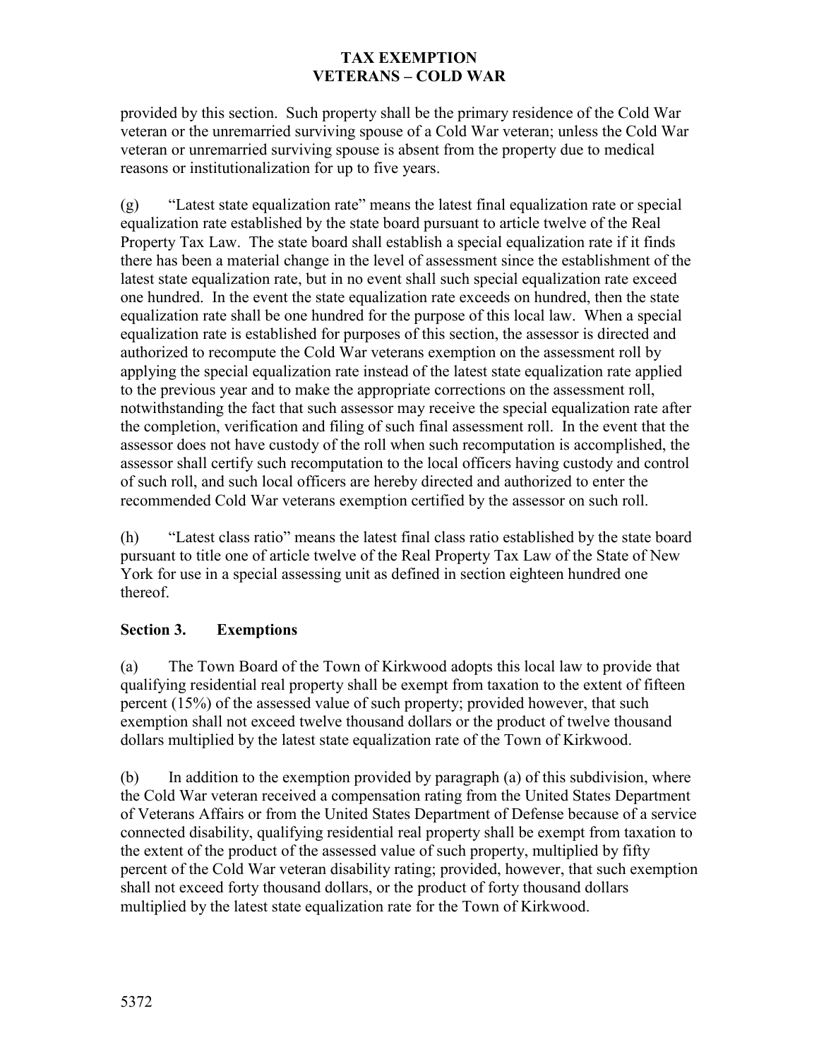provided by this section. Such property shall be the primary residence of the Cold War veteran or the unremarried surviving spouse of a Cold War veteran; unless the Cold War veteran or unremarried surviving spouse is absent from the property due to medical reasons or institutionalization for up to five years.

(g) "Latest state equalization rate" means the latest final equalization rate or special equalization rate established by the state board pursuant to article twelve of the Real Property Tax Law. The state board shall establish a special equalization rate if it finds there has been a material change in the level of assessment since the establishment of the latest state equalization rate, but in no event shall such special equalization rate exceed one hundred. In the event the state equalization rate exceeds on hundred, then the state equalization rate shall be one hundred for the purpose of this local law. When a special equalization rate is established for purposes of this section, the assessor is directed and authorized to recompute the Cold War veterans exemption on the assessment roll by applying the special equalization rate instead of the latest state equalization rate applied to the previous year and to make the appropriate corrections on the assessment roll, notwithstanding the fact that such assessor may receive the special equalization rate after the completion, verification and filing of such final assessment roll. In the event that the assessor does not have custody of the roll when such recomputation is accomplished, the assessor shall certify such recomputation to the local officers having custody and control of such roll, and such local officers are hereby directed and authorized to enter the recommended Cold War veterans exemption certified by the assessor on such roll.

(h) "Latest class ratio" means the latest final class ratio established by the state board pursuant to title one of article twelve of the Real Property Tax Law of the State of New York for use in a special assessing unit as defined in section eighteen hundred one thereof.

## Section 3. Exemptions

(a) The Town Board of the Town of Kirkwood adopts this local law to provide that qualifying residential real property shall be exempt from taxation to the extent of fifteen percent (15%) of the assessed value of such property; provided however, that such exemption shall not exceed twelve thousand dollars or the product of twelve thousand dollars multiplied by the latest state equalization rate of the Town of Kirkwood.

(b) In addition to the exemption provided by paragraph (a) of this subdivision, where the Cold War veteran received a compensation rating from the United States Department of Veterans Affairs or from the United States Department of Defense because of a service connected disability, qualifying residential real property shall be exempt from taxation to the extent of the product of the assessed value of such property, multiplied by fifty percent of the Cold War veteran disability rating; provided, however, that such exemption shall not exceed forty thousand dollars, or the product of forty thousand dollars multiplied by the latest state equalization rate for the Town of Kirkwood.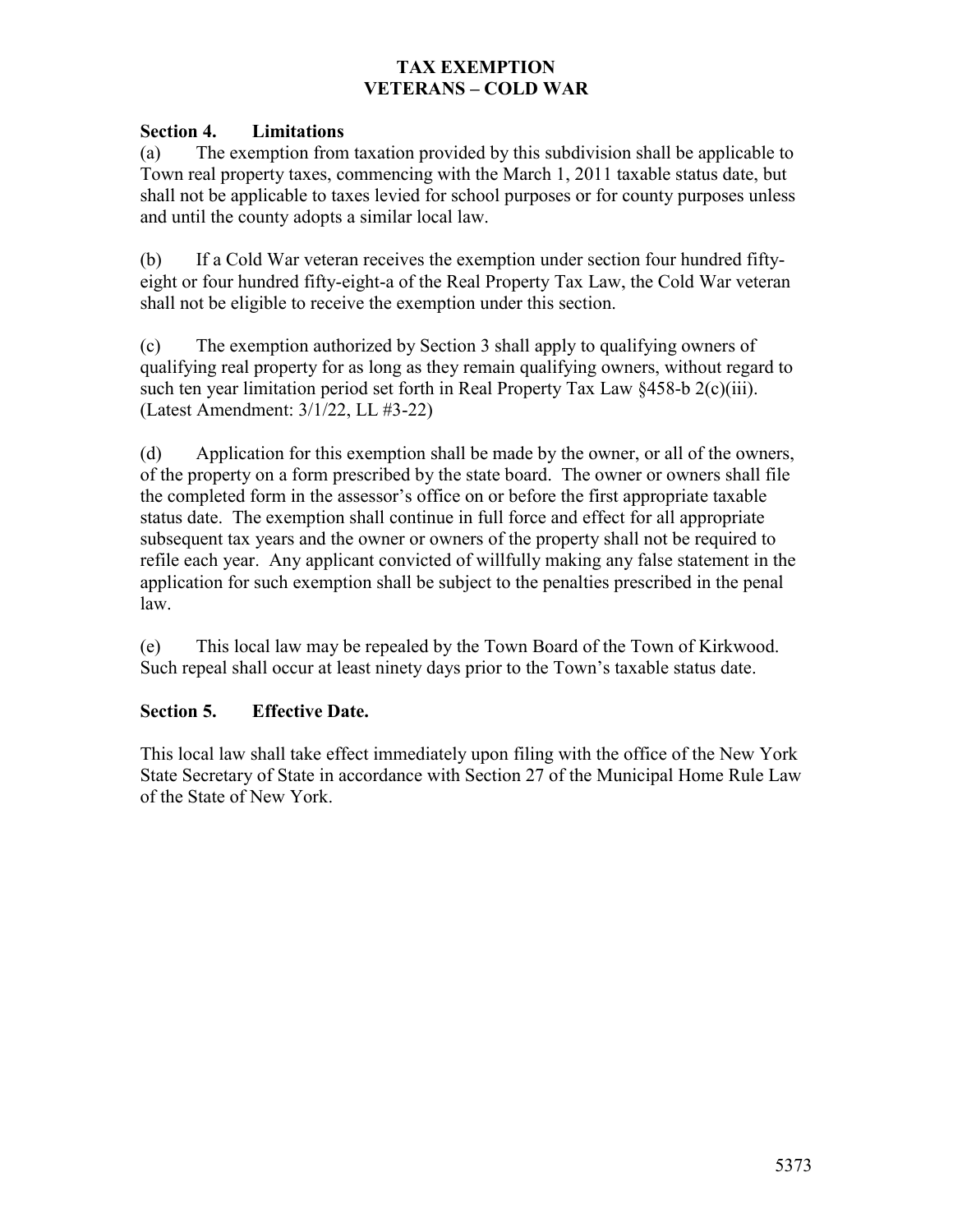**TAX EXEMPTION**
**VETERANS – COLD WAR**

**Section 4. Limitations**

(a) The exemption from taxation provided by this subdivision shall be applicable to Town real property taxes, commencing with the March 1, 2011 taxable status date, but shall not be applicable to taxes levied for school purposes or for county purposes unless and until the county adopts a similar local law.

(b) If a Cold War veteran receives the exemption under section four hundred fifty-eight or four hundred fifty-eight-a of the Real Property Tax Law, the Cold War veteran shall not be eligible to receive the exemption under this section.

(c) The exemption authorized by Section 3 shall apply to qualifying owners of qualifying real property for as long as they remain qualifying owners, without regard to such ten year limitation period set forth in Real Property Tax Law §458-b 2(c)(iii). (Latest Amendment: 3/1/22, LL #3-22)

(d) Application for this exemption shall be made by the owner, or all of the owners, of the property on a form prescribed by the state board. The owner or owners shall file the completed form in the assessor's office on or before the first appropriate taxable status date. The exemption shall continue in full force and effect for all appropriate subsequent tax years and the owner or owners of the property shall not be required to refile each year. Any applicant convicted of willfully making any false statement in the application for such exemption shall be subject to the penalties prescribed in the penal law.

(e) This local law may be repealed by the Town Board of the Town of Kirkwood. Such repeal shall occur at least ninety days prior to the Town's taxable status date.

**Section 5. Effective Date.**

This local law shall take effect immediately upon filing with the office of the New York State Secretary of State in accordance with Section 27 of the Municipal Home Rule Law of the State of New York.